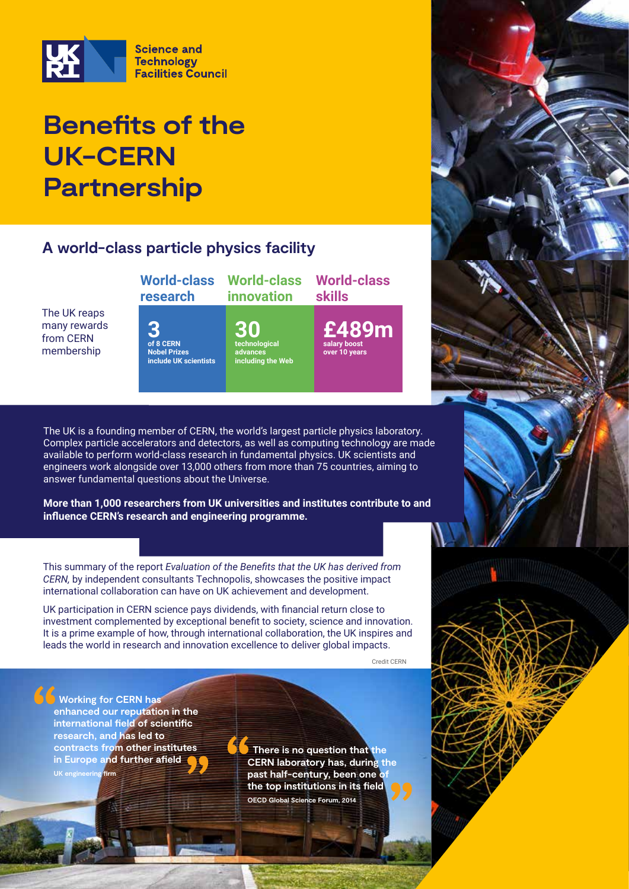UK RI Science and Technology Facilities Council

# Benefits of the UK-CERN Partnership

## A world-class particle physics facility

The UK reaps many rewards from CERN membership

| World-class research | World-class innovation | World-class skills |
| --- | --- | --- |
| **3** of 8 CERN Nobel Prizes include UK scientists | **30** technological advances including the Web | **£489m** salary boost over 10 years |

The UK is a founding member of CERN, the world's largest particle physics laboratory. Complex particle accelerators and detectors, as well as computing technology are made available to perform world-class research in fundamental physics. UK scientists and engineers work alongside over 13,000 others from more than 75 countries, aiming to answer fundamental questions about the Universe.

**More than 1,000 researchers from UK universities and institutes contribute to and influence CERN's research and engineering programme.**

This summary of the report *Evaluation of the Benefits that the UK has derived from CERN,* by independent consultants Technopolis, showcases the positive impact international collaboration can have on UK achievement and development.

UK participation in CERN science pays dividends, with financial return close to investment complemented by exceptional benefit to society, science and innovation. It is a prime example of how, through international collaboration, the UK inspires and leads the world in research and innovation excellence to deliver global impacts.

Credit CERN

> **"Working for CERN has enhanced our reputation in the international field of scientific research, and has led to contracts from other institutes in Europe and further afield"**
>
> UK engineering firm

> **"There is no question that the CERN laboratory has, during the past half-century, been one of the top institutions in its field"**
>
> OECD Global Science Forum, 2014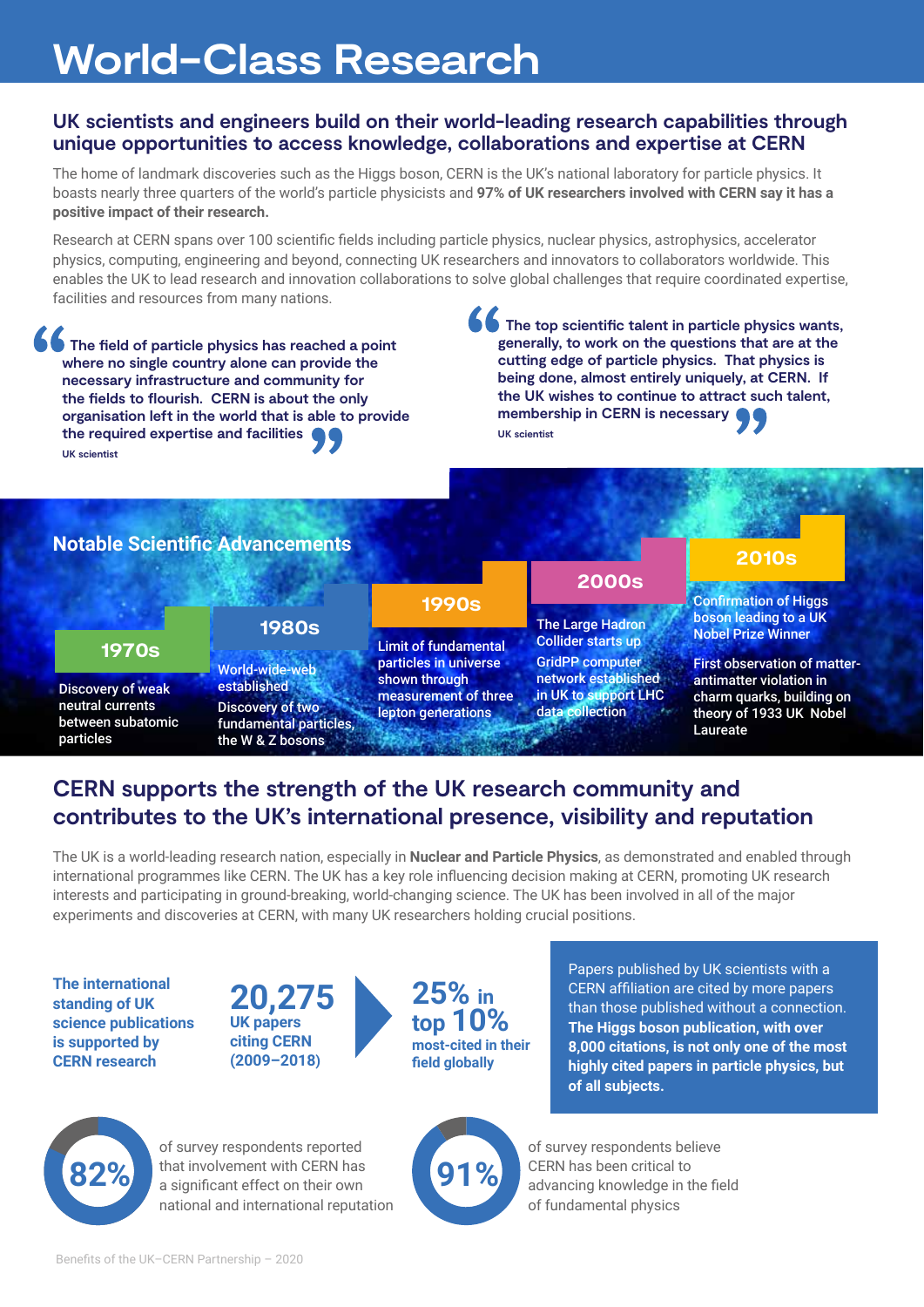# World-Class Research

## UK scientists and engineers build on their world-leading research capabilities through unique opportunities to access knowledge, collaborations and expertise at CERN

The home of landmark discoveries such as the Higgs boson, CERN is the UK's national laboratory for particle physics. It boasts nearly three quarters of the world's particle physicists and **97% of UK researchers involved with CERN say it has a positive impact of their research.**

Research at CERN spans over 100 scientific fields including particle physics, nuclear physics, astrophysics, accelerator physics, computing, engineering and beyond, connecting UK researchers and innovators to collaborators worldwide. This enables the UK to lead research and innovation collaborations to solve global challenges that require coordinated expertise, facilities and resources from many nations.

> **"The field of particle physics has reached a point where no single country alone can provide the necessary infrastructure and community for the fields to flourish. CERN is about the only organisation left in the world that is able to provide the required expertise and facilities"**
>
> UK scientist

> **"The top scientific talent in particle physics wants, generally, to work on the questions that are at the cutting edge of particle physics. That physics is being done, almost entirely uniquely, at CERN. If the UK wishes to continue to attract such talent, membership in CERN is necessary"**
>
> UK scientist

### Notable Scientific Advancements

**1970s**
- Discovery of weak neutral currents between subatomic particles

**1980s**
- World-wide-web established
- Discovery of two fundamental particles, the W & Z bosons

**1990s**
- Limit of fundamental particles in universe shown through measurement of three lepton generations

**2000s**
- The Large Hadron Collider starts up
- GridPP computer network established in UK to support LHC data collection

**2010s**
- Confirmation of Higgs boson leading to a UK Nobel Prize Winner
- First observation of matter-antimatter violation in charm quarks, building on theory of 1933 UK Nobel Laureate

## CERN supports the strength of the UK research community and contributes to the UK's international presence, visibility and reputation

The UK is a world-leading research nation, especially in **Nuclear and Particle Physics**, as demonstrated and enabled through international programmes like CERN. The UK has a key role influencing decision making at CERN, promoting UK research interests and participating in ground-breaking, world-changing science. The UK has been involved in all of the major experiments and discoveries at CERN, with many UK researchers holding crucial positions.

**The international standing of UK science publications is supported by CERN research**

**20,275** UK papers citing CERN (2009–2018)

**25% in top 10%** most-cited in their field globally

Papers published by UK scientists with a CERN affiliation are cited by more papers than those published without a connection. **The Higgs boson publication, with over 8,000 citations, is not only one of the most highly cited papers in particle physics, but of all subjects.**

**82%** of survey respondents reported that involvement with CERN has a significant effect on their own national and international reputation

**91%** of survey respondents believe CERN has been critical to advancing knowledge in the field of fundamental physics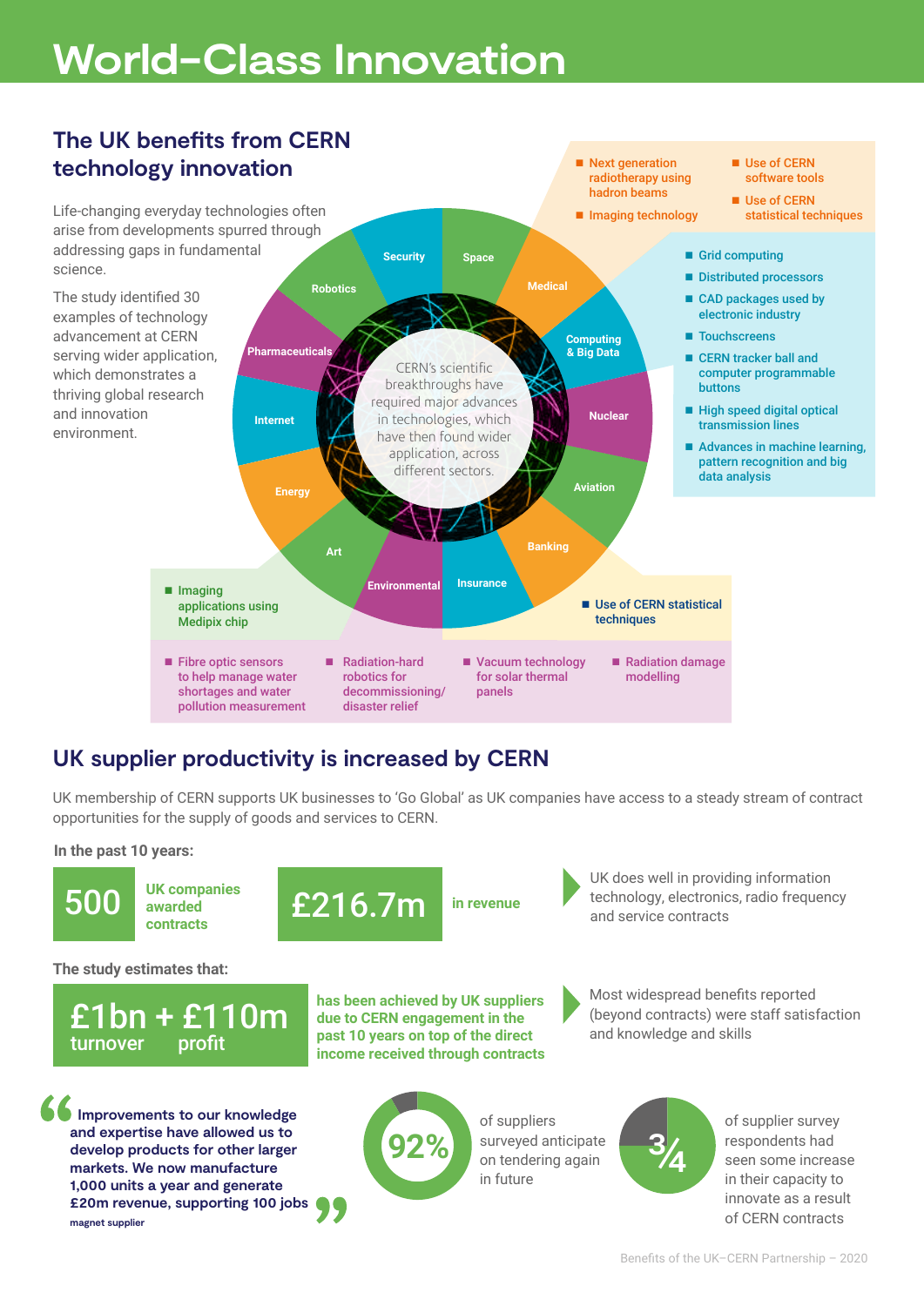# World-Class Innovation

## The UK benefits from CERN technology innovation

Life-changing everyday technologies often arise from developments spurred through addressing gaps in fundamental science.

The study identified 30 examples of technology advancement at CERN serving wider application, which demonstrates a thriving global research and innovation environment.

CERN's scientific breakthroughs have required major advances in technologies, which have then found wider application, across different sectors.

Sectors: Space, Medical, Computing & Big Data, Nuclear, Aviation, Banking, Insurance, Environmental, Art, Energy, Internet, Pharmaceuticals, Robotics, Security

**Medical:**
- Next generation radiotherapy using hadron beams
- Imaging technology
- Use of CERN software tools
- Use of CERN statistical techniques

**Computing & Big Data:**
- Grid computing
- Distributed processors
- CAD packages used by electronic industry
- Touchscreens
- CERN tracker ball and computer programmable buttons
- High speed digital optical transmission lines
- Advances in machine learning, pattern recognition and big data analysis

**Banking / Insurance:**
- Use of CERN statistical techniques

**Art:**
- Imaging applications using Medipix chip

**Environmental:**
- Fibre optic sensors to help manage water shortages and water pollution measurement
- Radiation-hard robotics for decommissioning/ disaster relief
- Vacuum technology for solar thermal panels
- Radiation damage modelling

## UK supplier productivity is increased by CERN

UK membership of CERN supports UK businesses to 'Go Global' as UK companies have access to a steady stream of contract opportunities for the supply of goods and services to CERN.

**In the past 10 years:**

**500** UK companies awarded contracts

**£216.7m** in revenue

UK does well in providing information technology, electronics, radio frequency and service contracts

**The study estimates that:**

**£1bn** turnover + **£110m** profit has been achieved by UK suppliers due to CERN engagement in the past 10 years on top of the direct income received through contracts

Most widespread benefits reported (beyond contracts) were staff satisfaction and knowledge and skills

> "Improvements to our knowledge and expertise have allowed us to develop products for other larger markets. We now manufacture 1,000 units a year and generate £20m revenue, supporting 100 jobs"
>
> magnet supplier

**92%** of suppliers surveyed anticipate on tendering again in future

**¾** of supplier survey respondents had seen some increase in their capacity to innovate as a result of CERN contracts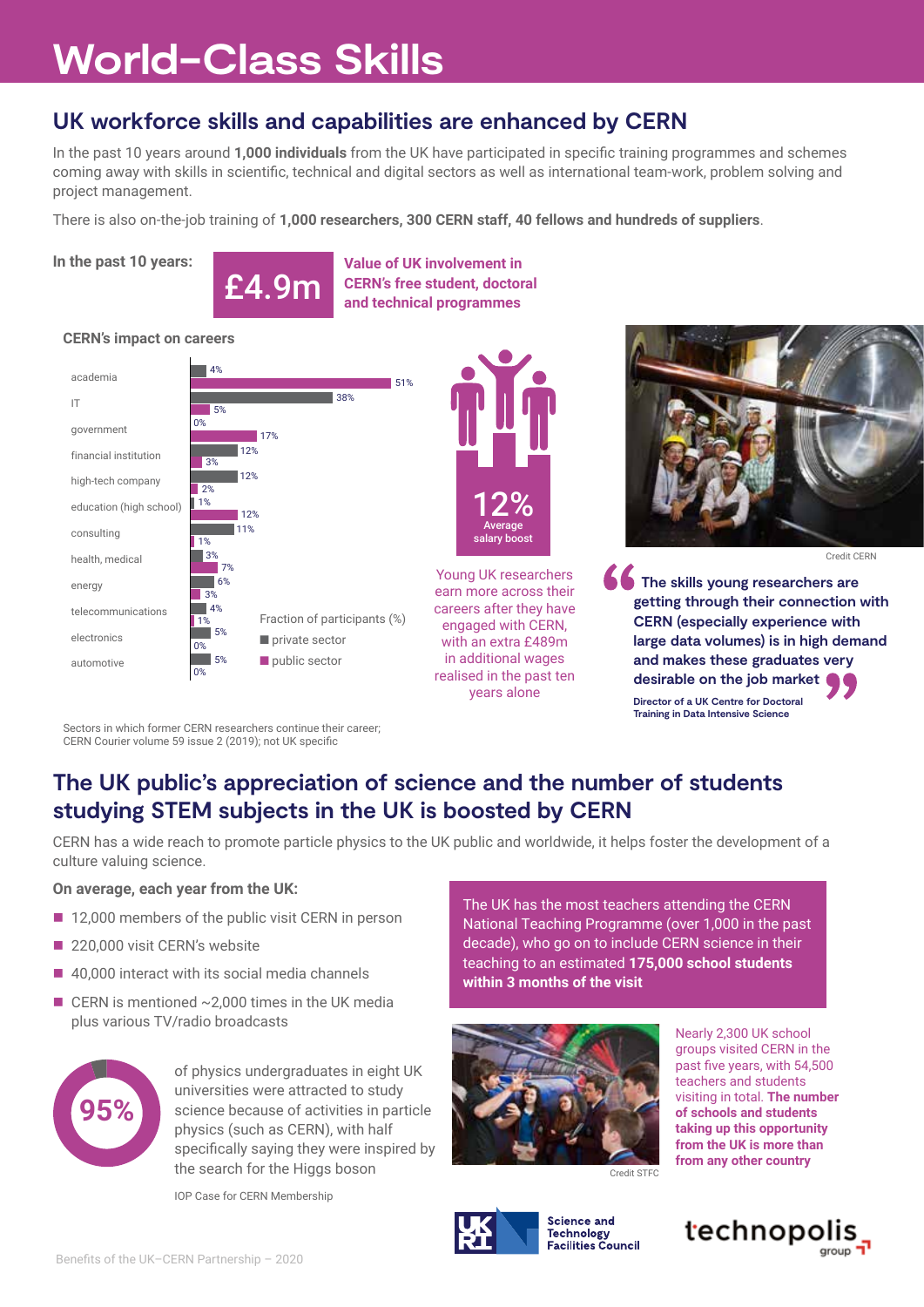# World-Class Skills

## UK workforce skills and capabilities are enhanced by CERN

In the past 10 years around **1,000 individuals** from the UK have participated in specific training programmes and schemes coming away with skills in scientific, technical and digital sectors as well as international team-work, problem solving and project management.

There is also on-the-job training of **1,000 researchers, 300 CERN staff, 40 fellows and hundreds of suppliers**.

**In the past 10 years:**

**£4.9m** **Value of UK involvement in CERN's free student, doctoral and technical programmes**

**CERN's impact on careers**

academia
IT
government
financial institution
high-tech company
education (high school)
consulting
health, medical
energy
telecommunications
electronics
automotive

4%
51%
38%
5%
0%
17%
12%
3%
12%
2%
1%
12%
11%
1%
3%
7%
6%
3%
4%
1%
5%
0%
5%
0%

Fraction of participants (%)
private sector
public sector

Sectors in which former CERN researchers continue their career; CERN Courier volume 59 issue 2 (2019); not UK specific

**12%** Average salary boost

Young UK researchers earn more across their careers after they have engaged with CERN, with an extra £489m in additional wages realised in the past ten years alone

Credit CERN

> **The skills young researchers are getting through their connection with CERN (especially experience with large data volumes) is in high demand and makes these graduates very desirable on the job market**
>
> **Director of a UK Centre for Doctoral Training in Data Intensive Science**

## The UK public's appreciation of science and the number of students studying STEM subjects in the UK is boosted by CERN

CERN has a wide reach to promote particle physics to the UK public and worldwide, it helps foster the development of a culture valuing science.

**On average, each year from the UK:**

- 12,000 members of the public visit CERN in person
- 220,000 visit CERN's website
- 40,000 interact with its social media channels
- CERN is mentioned ~2,000 times in the UK media plus various TV/radio broadcasts

**95%** of physics undergraduates in eight UK universities were attracted to study science because of activities in particle physics (such as CERN), with half specifically saying they were inspired by the search for the Higgs boson

IOP Case for CERN Membership

The UK has the most teachers attending the CERN National Teaching Programme (over 1,000 in the past decade), who go on to include CERN science in their teaching to an estimated **175,000 school students within 3 months of the visit**

Credit STFC

Nearly 2,300 UK school groups visited CERN in the past five years, with 54,500 teachers and students visiting in total. **The number of schools and students taking up this opportunity from the UK is more than from any other country**

Science and Technology Facilities Council

technopolis group

Benefits of the UK–CERN Partnership – 2020